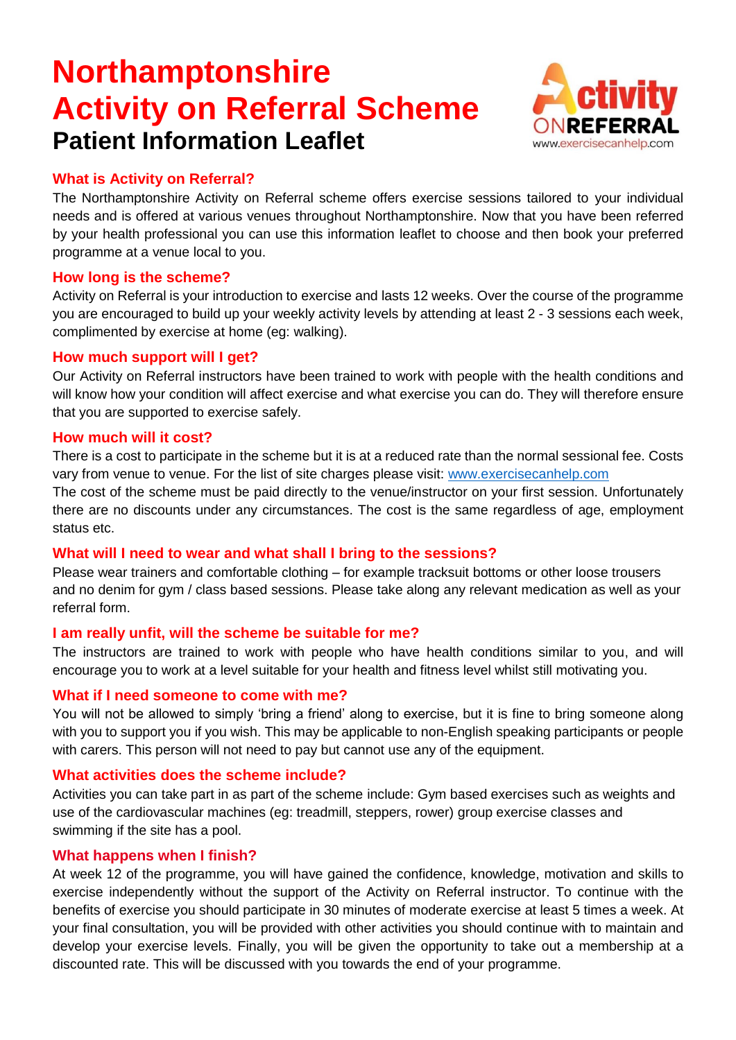# Northamptonshire Activity on Referral Scheme

## Patient Information Leaflet

Activity ONREFERRAL www.exercisecanhelp.com

### What is Activity on Referral?

The Northamptonshire Activity on Referral scheme offers exercise sessions tailored to your individual needs and is offered at various venues throughout Northamptonshire. Now that you have been referred by your health professional you can use this information leaflet to choose and then book your preferred programme at a venue local to you.

### How long is the scheme?

Activity on Referral is your introduction to exercise and lasts 12 weeks. Over the course of the programme you are encouraged to build up your weekly activity levels by attending at least 2 - 3 sessions each week, complimented by exercise at home (eg: walking).

### How much support will I get?

Our Activity on Referral instructors have been trained to work with people with the health conditions and will know how your condition will affect exercise and what exercise you can do. They will therefore ensure that you are supported to exercise safely.

### How much will it cost?

There is a cost to participate in the scheme but it is at a reduced rate than the normal sessional fee. Costs vary from venue to venue. For the list of site charges please visit: www.exercisecanhelp.com

The cost of the scheme must be paid directly to the venue/instructor on your first session. Unfortunately there are no discounts under any circumstances. The cost is the same regardless of age, employment status etc.

### What will I need to wear and what shall I bring to the sessions?

Please wear trainers and comfortable clothing – for example tracksuit bottoms or other loose trousers and no denim for gym / class based sessions. Please take along any relevant medication as well as your referral form.

### I am really unfit, will the scheme be suitable for me?

The instructors are trained to work with people who have health conditions similar to you, and will encourage you to work at a level suitable for your health and fitness level whilst still motivating you.

### What if I need someone to come with me?

You will not be allowed to simply 'bring a friend' along to exercise, but it is fine to bring someone along with you to support you if you wish. This may be applicable to non-English speaking participants or people with carers. This person will not need to pay but cannot use any of the equipment.

### What activities does the scheme include?

Activities you can take part in as part of the scheme include: Gym based exercises such as weights and use of the cardiovascular machines (eg: treadmill, steppers, rower) group exercise classes and swimming if the site has a pool.

### What happens when I finish?

At week 12 of the programme, you will have gained the confidence, knowledge, motivation and skills to exercise independently without the support of the Activity on Referral instructor. To continue with the benefits of exercise you should participate in 30 minutes of moderate exercise at least 5 times a week. At your final consultation, you will be provided with other activities you should continue with to maintain and develop your exercise levels. Finally, you will be given the opportunity to take out a membership at a discounted rate. This will be discussed with you towards the end of your programme.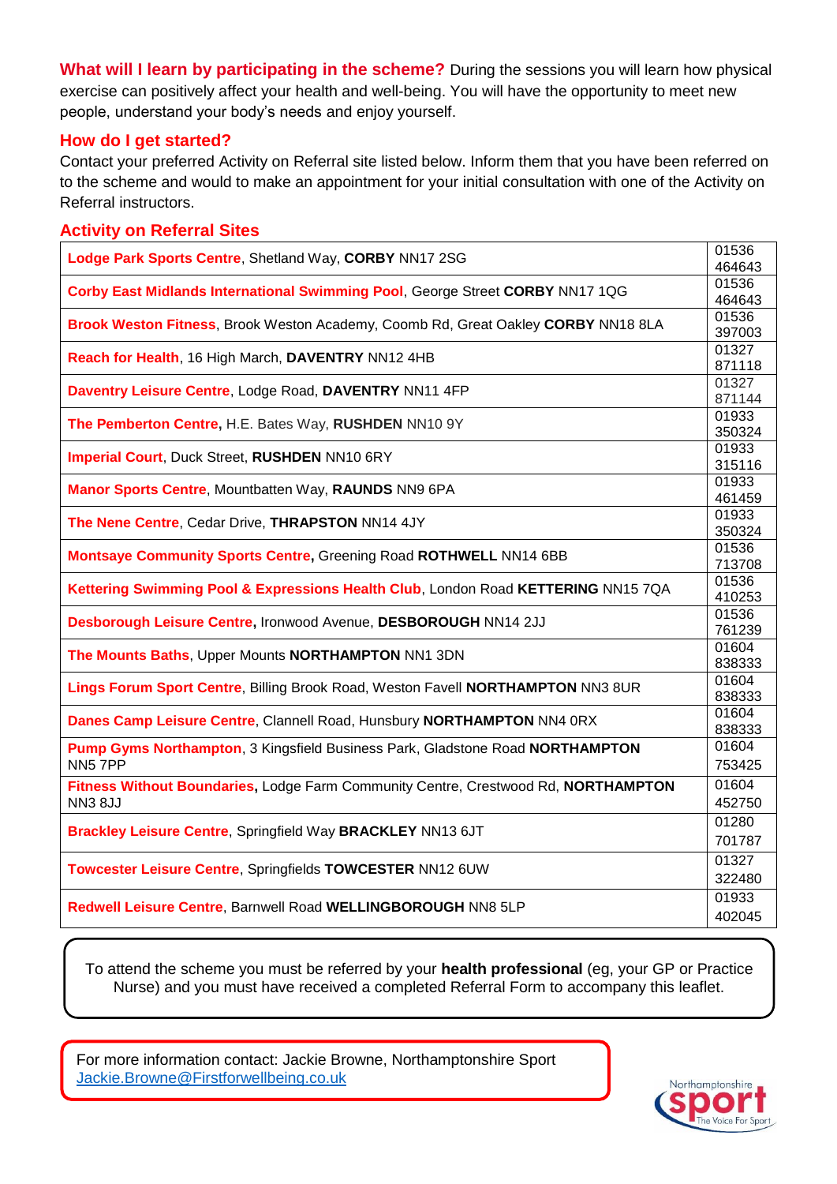**What will I learn by participating in the scheme?** During the sessions you will learn how physical exercise can positively affect your health and well-being. You will have the opportunity to meet new people, understand your body's needs and enjoy yourself.

## How do I get started?

Contact your preferred Activity on Referral site listed below. Inform them that you have been referred on to the scheme and would to make an appointment for your initial consultation with one of the Activity on Referral instructors.

## Activity on Referral Sites

| | |
|---|---|
| **Lodge Park Sports Centre**, Shetland Way, **CORBY** NN17 2SG | 01536 464643 |
| **Corby East Midlands International Swimming Pool**, George Street **CORBY** NN17 1QG | 01536 464643 |
| **Brook Weston Fitness**, Brook Weston Academy, Coomb Rd, Great Oakley **CORBY** NN18 8LA | 01536 397003 |
| **Reach for Health**, 16 High March, **DAVENTRY** NN12 4HB | 01327 871118 |
| **Daventry Leisure Centre**, Lodge Road, **DAVENTRY** NN11 4FP | 01327 871144 |
| **The Pemberton Centre,** H.E. Bates Way, **RUSHDEN** NN10 9Y | 01933 350324 |
| **Imperial Court**, Duck Street, **RUSHDEN** NN10 6RY | 01933 315116 |
| **Manor Sports Centre**, Mountbatten Way, **RAUNDS** NN9 6PA | 01933 461459 |
| **The Nene Centre**, Cedar Drive, **THRAPSTON** NN14 4JY | 01933 350324 |
| **Montsaye Community Sports Centre,** Greening Road **ROTHWELL** NN14 6BB | 01536 713708 |
| **Kettering Swimming Pool & Expressions Health Club**, London Road **KETTERING** NN15 7QA | 01536 410253 |
| **Desborough Leisure Centre,** Ironwood Avenue, **DESBOROUGH** NN14 2JJ | 01536 761239 |
| **The Mounts Baths**, Upper Mounts **NORTHAMPTON** NN1 3DN | 01604 838333 |
| **Lings Forum Sport Centre**, Billing Brook Road, Weston Favell **NORTHAMPTON** NN3 8UR | 01604 838333 |
| **Danes Camp Leisure Centre**, Clannell Road, Hunsbury **NORTHAMPTON** NN4 0RX | 01604 838333 |
| **Pump Gyms Northampton**, 3 Kingsfield Business Park, Gladstone Road **NORTHAMPTON** NN5 7PP | 01604 753425 |
| **Fitness Without Boundaries,** Lodge Farm Community Centre, Crestwood Rd, **NORTHAMPTON** NN3 8JJ | 01604 452750 |
| **Brackley Leisure Centre**, Springfield Way **BRACKLEY** NN13 6JT | 01280 701787 |
| **Towcester Leisure Centre**, Springfields **TOWCESTER** NN12 6UW | 01327 322480 |
| **Redwell Leisure Centre**, Barnwell Road **WELLINGBOROUGH** NN8 5LP | 01933 402045 |

To attend the scheme you must be referred by your **health professional** (eg, your GP or Practice Nurse) and you must have received a completed Referral Form to accompany this leaflet.

For more information contact: Jackie Browne, Northamptonshire Sport
Jackie.Browne@Firstforwellbeing.co.uk

Northamptonshire sport The Voice For Sport